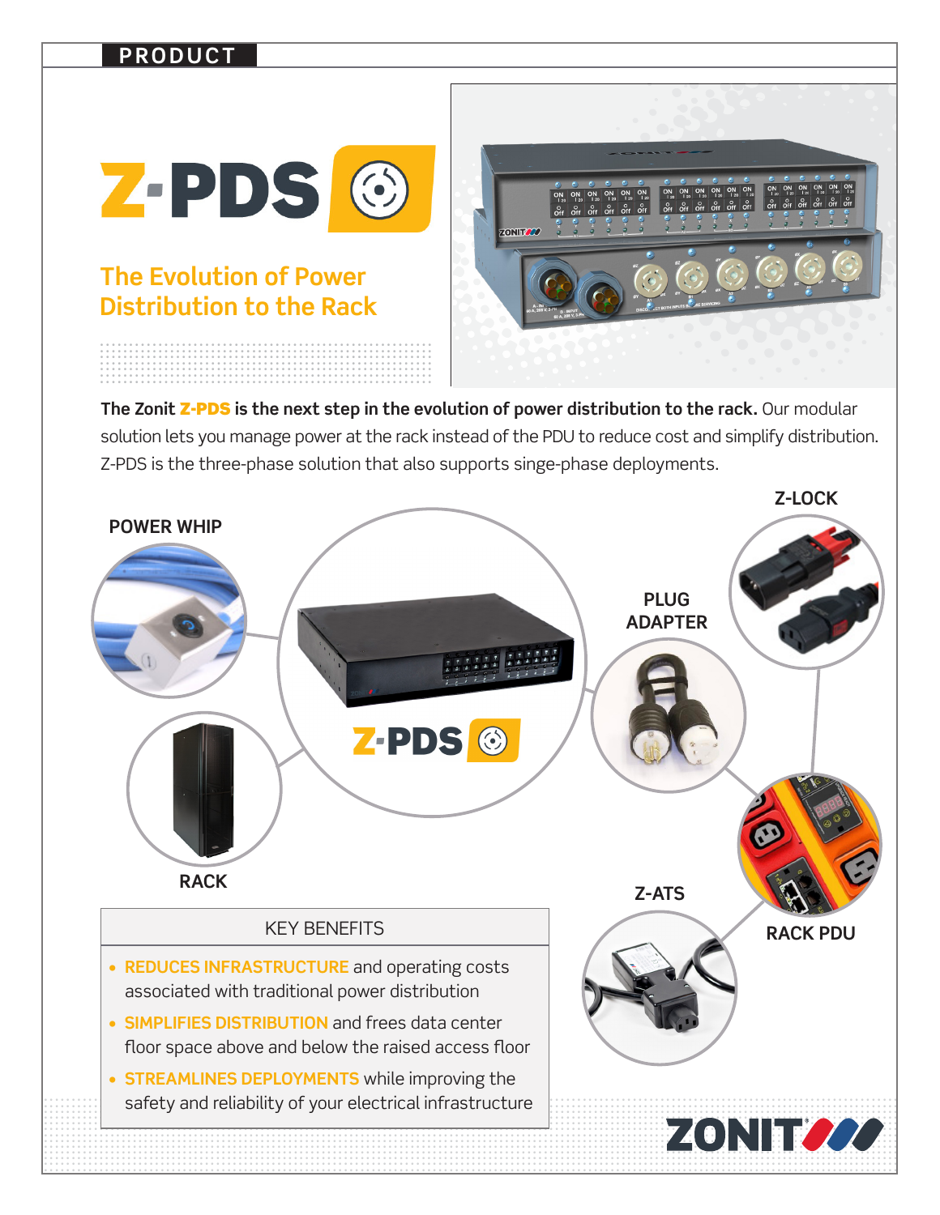PRODUCT

# Z-PDS

## The Evolution of Power Distribution to the Rack

**The Zonit Z-PDS is the next step in the evolution of power distribution to the rack.** Our modular solution lets you manage power at the rack instead of the PDU to reduce cost and simplify distribution. Z-PDS is the three-phase solution that also supports singe-phase deployments.

POWER WHIP

Z-LOCK

PLUG ADAPTER

RACK

Z-ATS

RACK PDU

### KEY BENEFITS

- **REDUCES INFRASTRUCTURE** and operating costs associated with traditional power distribution
- **SIMPLIFIES DISTRIBUTION** and frees data center floor space above and below the raised access floor
- **STREAMLINES DEPLOYMENTS** while improving the safety and reliability of your electrical infrastructure

ZONIT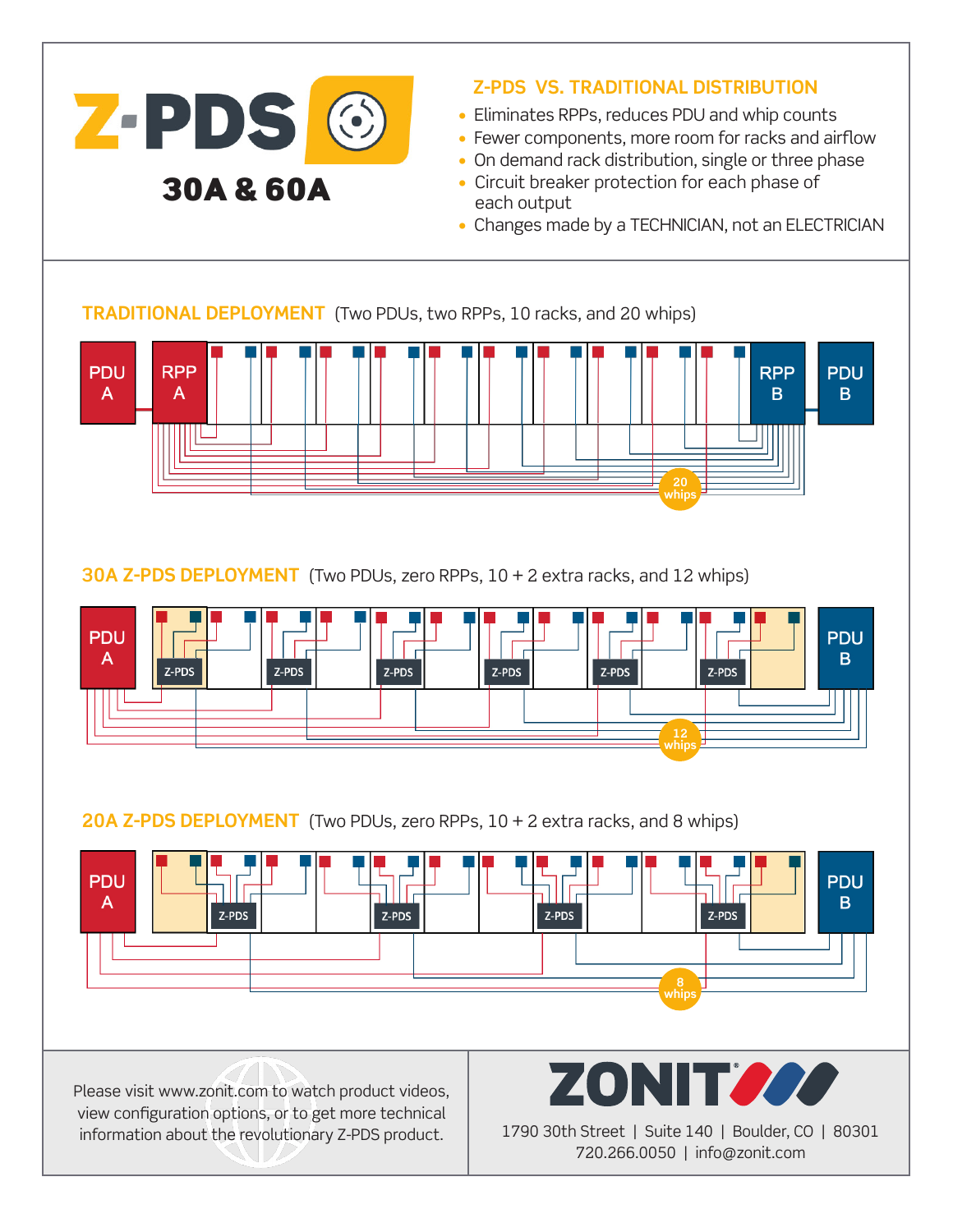# Z-PDS

**30A & 60A**

## Z-PDS VS. TRADITIONAL DISTRIBUTION

- Eliminates RPPs, reduces PDU and whip counts
- Fewer components, more room for racks and airflow
- On demand rack distribution, single or three phase
- Circuit breaker protection for each phase of each output
- Changes made by a TECHNICIAN, not an ELECTRICIAN

## TRADITIONAL DEPLOYMENT (Two PDUs, two RPPs, 10 racks, and 20 whips)

PDU A
RPP A
RPP B
PDU B
20 whips

## 30A Z-PDS DEPLOYMENT (Two PDUs, zero RPPs, 10 + 2 extra racks, and 12 whips)

PDU A
Z-PDS
Z-PDS
Z-PDS
Z-PDS
Z-PDS
Z-PDS
PDU B
12 whips

## 20A Z-PDS DEPLOYMENT (Two PDUs, zero RPPs, 10 + 2 extra racks, and 8 whips)

PDU A
Z-PDS
Z-PDS
Z-PDS
Z-PDS
PDU B
8 whips

Please visit www.zonit.com to watch product videos, view configuration options, or to get more technical information about the revolutionary Z-PDS product.

**ZONIT**

1790 30th Street | Suite 140 | Boulder, CO | 80301
720.266.0050 | info@zonit.com